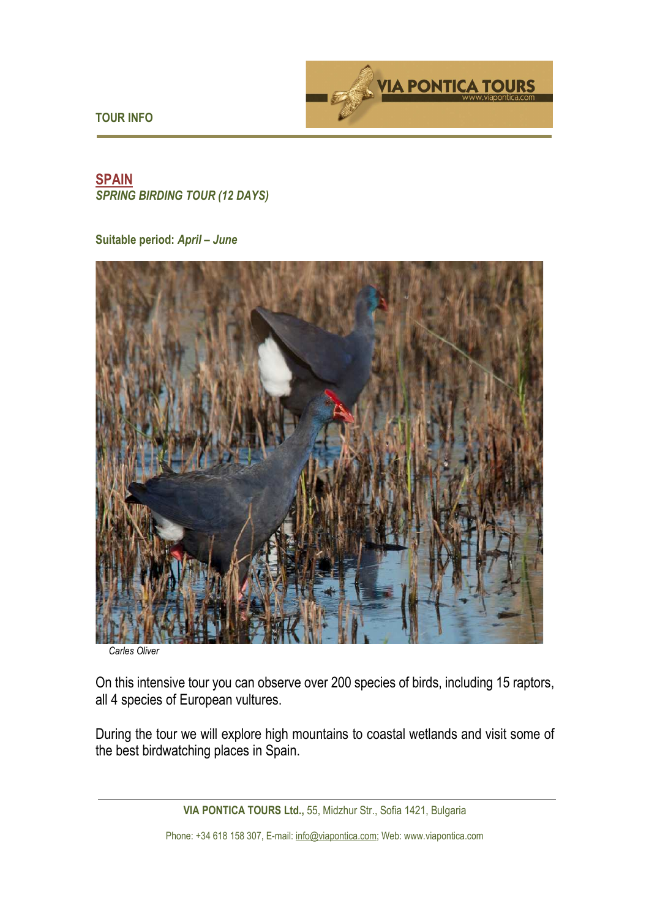TOUR INFO

# SPAIN

## *SPRING BIRDING TOUR (12 DAYS)*

**Suitable period:** ***April – June***

*Carles Oliver*

On this intensive tour you can observe over 200 species of birds, including 15 raptors, all 4 species of European vultures.

During the tour we will explore high mountains to coastal wetlands and visit some of the best birdwatching places in Spain.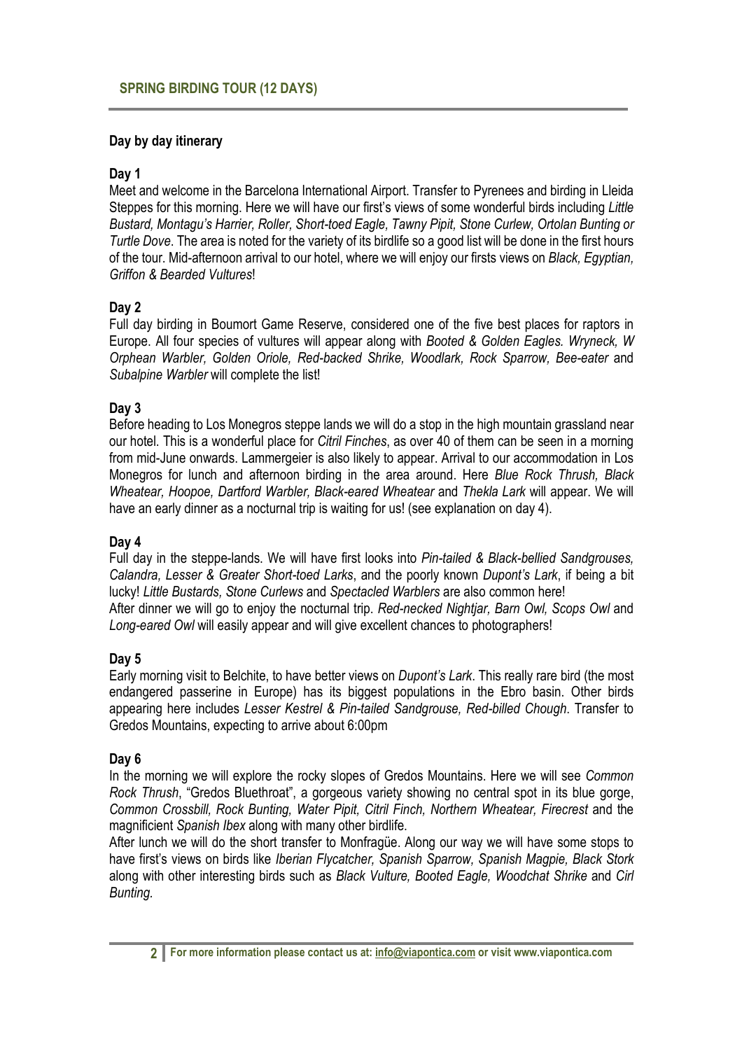## SPRING BIRDING TOUR (12 DAYS)

### Day by day itinerary

#### Day 1

Meet and welcome in the Barcelona International Airport. Transfer to Pyrenees and birding in Lleida Steppes for this morning. Here we will have our first's views of some wonderful birds including *Little Bustard, Montagu's Harrier, Roller, Short-toed Eagle, Tawny Pipit, Stone Curlew, Ortolan Bunting or Turtle Dove*. The area is noted for the variety of its birdlife so a good list will be done in the first hours of the tour. Mid-afternoon arrival to our hotel, where we will enjoy our firsts views on *Black, Egyptian, Griffon & Bearded Vultures*!

#### Day 2

Full day birding in Boumort Game Reserve, considered one of the five best places for raptors in Europe. All four species of vultures will appear along with *Booted & Golden Eagles. Wryneck, W Orphean Warbler, Golden Oriole, Red-backed Shrike, Woodlark, Rock Sparrow, Bee-eater* and *Subalpine Warbler* will complete the list!

#### Day 3

Before heading to Los Monegros steppe lands we will do a stop in the high mountain grassland near our hotel. This is a wonderful place for *Citril Finches*, as over 40 of them can be seen in a morning from mid-June onwards. Lammergeier is also likely to appear. Arrival to our accommodation in Los Monegros for lunch and afternoon birding in the area around. Here *Blue Rock Thrush, Black Wheatear, Hoopoe, Dartford Warbler, Black-eared Wheatear* and *Thekla Lark* will appear. We will have an early dinner as a nocturnal trip is waiting for us! (see explanation on day 4).

#### Day 4

Full day in the steppe-lands. We will have first looks into *Pin-tailed & Black-bellied Sandgrouses, Calandra, Lesser & Greater Short-toed Larks*, and the poorly known *Dupont's Lark*, if being a bit lucky! *Little Bustards, Stone Curlews* and *Spectacled Warblers* are also common here!

After dinner we will go to enjoy the nocturnal trip. *Red-necked Nightjar, Barn Owl, Scops Owl* and *Long-eared Owl* will easily appear and will give excellent chances to photographers!

#### Day 5

Early morning visit to Belchite, to have better views on *Dupont's Lark*. This really rare bird (the most endangered passerine in Europe) has its biggest populations in the Ebro basin. Other birds appearing here includes *Lesser Kestrel & Pin-tailed Sandgrouse, Red-billed Chough*. Transfer to Gredos Mountains, expecting to arrive about 6:00pm

#### Day 6

In the morning we will explore the rocky slopes of Gredos Mountains. Here we will see *Common Rock Thrush*, "Gredos Bluethroat", a gorgeous variety showing no central spot in its blue gorge, *Common Crossbill, Rock Bunting, Water Pipit, Citril Finch, Northern Wheatear, Firecrest* and the magnificient *Spanish Ibex* along with many other birdlife.

After lunch we will do the short transfer to Monfragüe. Along our way we will have some stops to have first's views on birds like *Iberian Flycatcher, Spanish Sparrow, Spanish Magpie, Black Stork* along with other interesting birds such as *Black Vulture, Booted Eagle, Woodchat Shrike* and *Cirl Bunting.*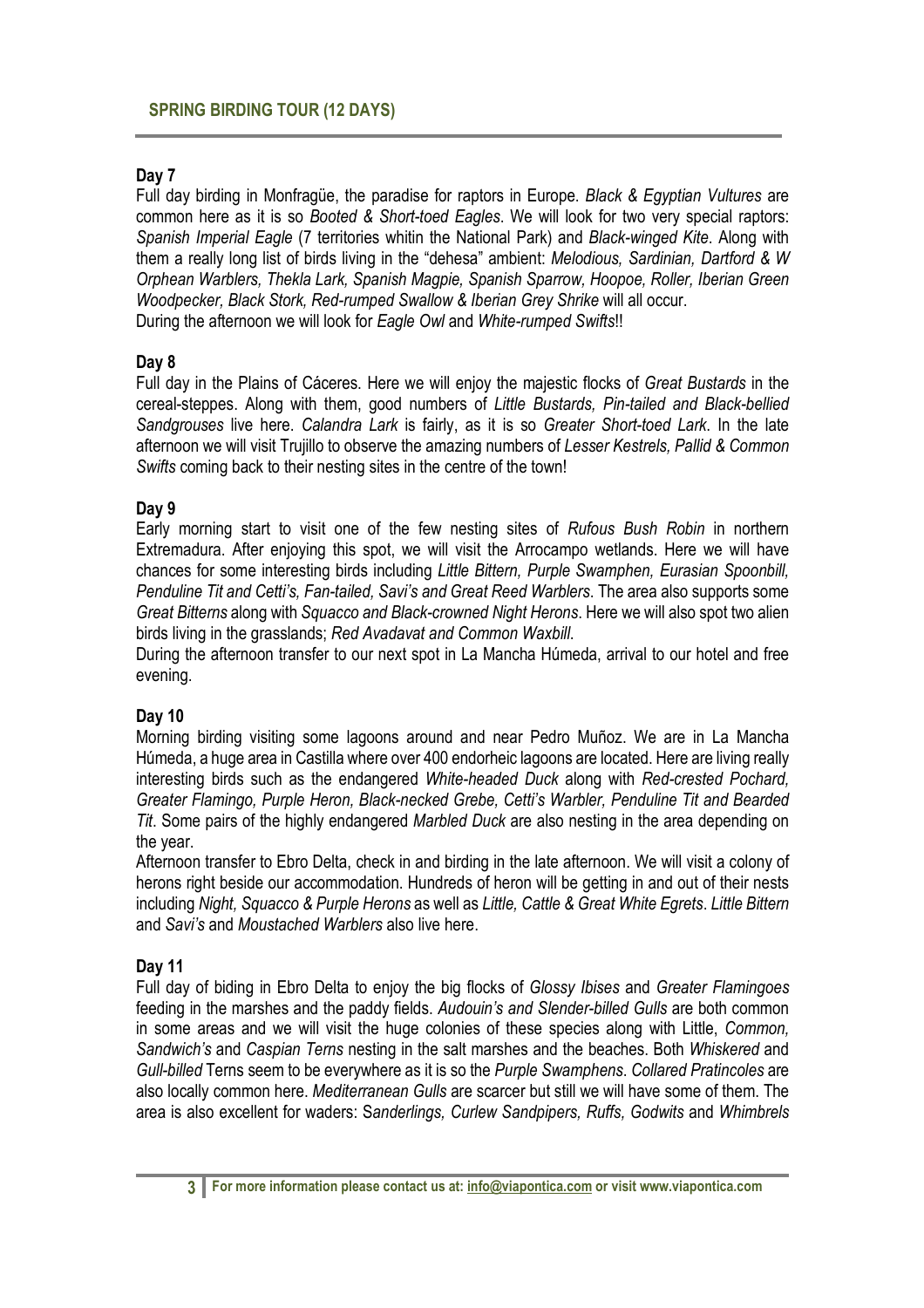## SPRING BIRDING TOUR (12 DAYS)

### Day 7

Full day birding in Monfragüe, the paradise for raptors in Europe. *Black & Egyptian Vultures* are common here as it is so *Booted & Short-toed Eagles*. We will look for two very special raptors: *Spanish Imperial Eagle* (7 territories whitin the National Park) and *Black-winged Kite*. Along with them a really long list of birds living in the "dehesa" ambient: *Melodious, Sardinian, Dartford & W Orphean Warblers, Thekla Lark, Spanish Magpie, Spanish Sparrow, Hoopoe, Roller, Iberian Green Woodpecker, Black Stork, Red-rumped Swallow & Iberian Grey Shrike* will all occur.
During the afternoon we will look for *Eagle Owl* and *White-rumped Swifts*!!

### Day 8

Full day in the Plains of Cáceres. Here we will enjoy the majestic flocks of *Great Bustards* in the cereal-steppes. Along with them, good numbers of *Little Bustards, Pin-tailed and Black-bellied Sandgrouses* live here. *Calandra Lark* is fairly, as it is so *Greater Short-toed Lark*. In the late afternoon we will visit Trujillo to observe the amazing numbers of *Lesser Kestrels, Pallid & Common Swifts* coming back to their nesting sites in the centre of the town!

### Day 9

Early morning start to visit one of the few nesting sites of *Rufous Bush Robin* in northern Extremadura. After enjoying this spot, we will visit the Arrocampo wetlands. Here we will have chances for some interesting birds including *Little Bittern, Purple Swamphen, Eurasian Spoonbill, Penduline Tit and Cetti's, Fan-tailed, Savi's and Great Reed Warblers*. The area also supports some *Great Bitterns* along with *Squacco and Black-crowned Night Herons*. Here we will also spot two alien birds living in the grasslands; *Red Avadavat and Common Waxbill*.
During the afternoon transfer to our next spot in La Mancha Húmeda, arrival to our hotel and free evening.

### Day 10

Morning birding visiting some lagoons around and near Pedro Muñoz. We are in La Mancha Húmeda, a huge area in Castilla where over 400 endorheic lagoons are located. Here are living really interesting birds such as the endangered *White-headed Duck* along with *Red-crested Pochard, Greater Flamingo, Purple Heron, Black-necked Grebe, Cetti's Warbler, Penduline Tit and Bearded Tit*. Some pairs of the highly endangered *Marbled Duck* are also nesting in the area depending on the year.
Afternoon transfer to Ebro Delta, check in and birding in the late afternoon. We will visit a colony of herons right beside our accommodation. Hundreds of heron will be getting in and out of their nests including *Night, Squacco & Purple Herons* as well as *Little, Cattle & Great White Egrets*. *Little Bittern* and *Savi's* and *Moustached Warblers* also live here.

### Day 11

Full day of biding in Ebro Delta to enjoy the big flocks of *Glossy Ibises* and *Greater Flamingoes* feeding in the marshes and the paddy fields. *Audouin's and Slender-billed Gulls* are both common in some areas and we will visit the huge colonies of these species along with Little, *Common, Sandwich's* and *Caspian Terns* nesting in the salt marshes and the beaches. Both *Whiskered* and *Gull-billed* Terns seem to be everywhere as it is so the *Purple Swamphens*. *Collared Pratincoles* are also locally common here. *Mediterranean Gulls* are scarcer but still we will have some of them. The area is also excellent for waders: S*anderlings, Curlew Sandpipers, Ruffs, Godwits* and *Whimbrels*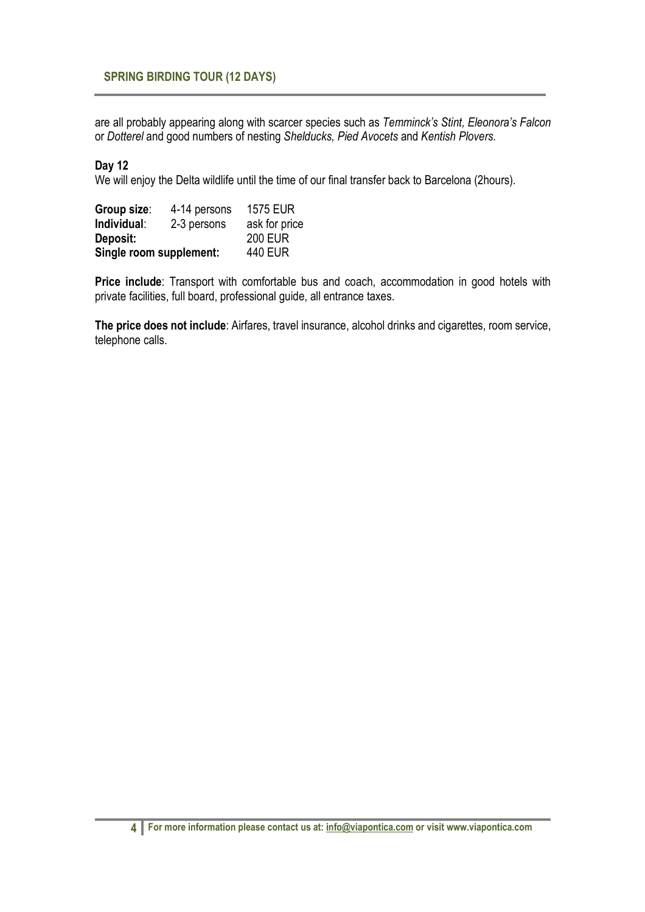are all probably appearing along with scarcer species such as *Temminck's Stint, Eleonora's Falcon* or *Dotterel* and good numbers of nesting *Shelducks, Pied Avocets* and *Kentish Plovers.*

**Day 12**

We will enjoy the Delta wildlife until the time of our final transfer back to Barcelona (2hours).

| | | |
|---|---|---|
| **Group size**: | 4-14 persons | 1575 EUR |
| **Individual**: | 2-3 persons | ask for price |
| **Deposit:** | | 200 EUR |
| **Single room supplement:** | | 440 EUR |

**Price include**: Transport with comfortable bus and coach, accommodation in good hotels with private facilities, full board, professional guide, all entrance taxes.

**The price does not include**: Airfares, travel insurance, alcohol drinks and cigarettes, room service, telephone calls.